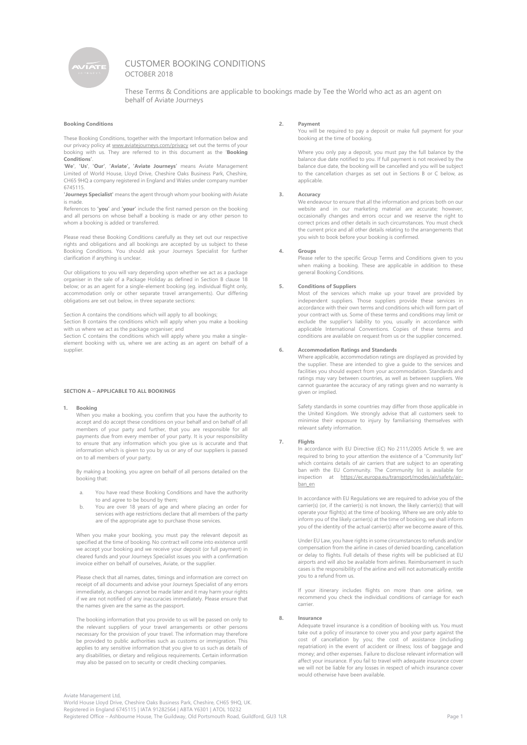# CUSTOMER BOOKING CONDITIONS

OCTOBER 2018

These Terms & Conditions are applicable to bookings made by Tee the World who act as an agent on behalf of Aviate Journeys

**Booking Conditions**

These Booking Conditions, together with the Important Information below and our privacy policy at www.aviatejourneys.com/privacy set out the terms of your booking with us. They are referred to in this document as the '**Booking Conditions**'.

'**We**', '**Us**', '**Our**', '**Aviate', 'Aviate Journeys**' means Aviate Management Limited of World House, Lloyd Drive, Cheshire Oaks Business Park, Cheshire, CH65 9HQ a company registered in England and Wales under company number 6745115.

'**Journeys Specialist**' means the agent through whom your booking with Aviate is made.

References to '**you**' and '**your**' include the first named person on the booking and all persons on whose behalf a booking is made or any other person to whom a booking is added or transferred.

Please read these Booking Conditions carefully as they set out our respective rights and obligations and all bookings are accepted by us subject to these Booking Conditions. You should ask your Journeys Specialist for further clarification if anything is unclear.

Our obligations to you will vary depending upon whether we act as a package organiser in the sale of a Package Holiday as defined in Section B clause 18 below; or as an agent for a single-element booking (eg. individual flight only, accommodation only or other separate travel arrangements). Our differing obligations are set out below, in three separate sections:

Section A contains the conditions which will apply to all bookings;
Section B contains the conditions which will apply when you make a booking with us where we act as the package organiser; and
Section C contains the conditions which will apply where you make a single-element booking with us, where we are acting as an agent on behalf of a supplier.

## SECTION A – APPLICABLE TO ALL BOOKINGS

**1. Booking**

When you make a booking, you confirm that you have the authority to accept and do accept these conditions on your behalf and on behalf of all members of your party and further, that you are responsible for all payments due from every member of your party. It is your responsibility to ensure that any information which you give us is accurate and that information which is given to you by us or any of our suppliers is passed on to all members of your party.

By making a booking, you agree on behalf of all persons detailed on the booking that:

a. You have read these Booking Conditions and have the authority to and agree to be bound by them;
b. You are over 18 years of age and where placing an order for services with age restrictions declare that all members of the party are of the appropriate age to purchase those services.

When you make your booking, you must pay the relevant deposit as specified at the time of booking. No contract will come into existence until we accept your booking and we receive your deposit (or full payment) in cleared funds and your Journeys Specialist issues you with a confirmation invoice either on behalf of ourselves, Aviate, or the supplier.

Please check that all names, dates, timings and information are correct on receipt of all documents and advise your Journeys Specialist of any errors immediately, as changes cannot be made later and it may harm your rights if we are not notified of any inaccuracies immediately. Please ensure that the names given are the same as the passport.

The booking information that you provide to us will be passed on only to the relevant suppliers of your travel arrangements or other persons necessary for the provision of your travel. The information may therefore be provided to public authorities such as customs or immigration. This applies to any sensitive information that you give to us such as details of any disabilities, or dietary and religious requirements. Certain information may also be passed on to security or credit checking companies.

**2. Payment**

You will be required to pay a deposit or make full payment for your booking at the time of booking.

Where you only pay a deposit, you must pay the full balance by the balance due date notified to you. If full payment is not received by the balance due date, the booking will be cancelled and you will be subject to the cancellation charges as set out in Sections B or C below, as applicable.

**3. Accuracy**

We endeavour to ensure that all the information and prices both on our website and in our marketing material are accurate; however, occasionally changes and errors occur and we reserve the right to correct prices and other details in such circumstances. You must check the current price and all other details relating to the arrangements that you wish to book before your booking is confirmed.

**4. Groups**

Please refer to the specific Group Terms and Conditions given to you when making a booking. These are applicable in addition to these general Booking Conditions.

**5. Conditions of Suppliers**

Most of the services which make up your travel are provided by independent suppliers. Those suppliers provide these services in accordance with their own terms and conditions which will form part of your contract with us. Some of these terms and conditions may limit or exclude the supplier's liability to you, usually in accordance with applicable International Conventions. Copies of these terms and conditions are available on request from us or the supplier concerned.

**6. Accommodation Ratings and Standards**

Where applicable, accommodation ratings are displayed as provided by the supplier. These are intended to give a guide to the services and facilities you should expect from your accommodation. Standards and ratings may vary between countries, as well as between suppliers. We cannot guarantee the accuracy of any ratings given and no warranty is given or implied.

Safety standards in some countries may differ from those applicable in the United Kingdom. We strongly advise that all customers seek to minimise their exposure to injury by familiarising themselves with relevant safety information.

**7. Flights**

In accordance with EU Directive (EC) No 2111/2005 Article 9, we are required to bring to your attention the existence of a "Community list" which contains details of air carriers that are subject to an operating ban with the EU Community. The Community list is available for inspection at https://ec.europa.eu/transport/modes/air/safety/air-ban_en

In accordance with EU Regulations we are required to advise you of the carrier(s) (or, if the carrier(s) is not known, the likely carrier(s)) that will operate your flight(s) at the time of booking. Where we are only able to inform you of the likely carrier(s) at the time of booking, we shall inform you of the identity of the actual carrier(s) after we become aware of this.

Under EU Law, you have rights in some circumstances to refunds and/or compensation from the airline in cases of denied boarding, cancellation or delay to flights. Full details of these rights will be publicised at EU airports and will also be available from airlines. Reimbursement in such cases is the responsibility of the airline and will not automatically entitle you to a refund from us.

If your itinerary includes flights on more than one airline, we recommend you check the individual conditions of carriage for each carrier.

**8. Insurance**

Adequate travel insurance is a condition of booking with us. You must take out a policy of insurance to cover you and your party against the cost of cancellation by you; the cost of assistance (including repatriation) in the event of accident or illness; loss of baggage and money; and other expenses. Failure to disclose relevant information will affect your insurance. If you fail to travel with adequate insurance cover we will not be liable for any losses in respect of which insurance cover would otherwise have been available.

Aviate Management Ltd,
World House Lloyd Drive, Cheshire Oaks Business Park, Cheshire, CH65 9HQ, UK.
Registered in England 6745115 | IATA 91282564 | ABTA Y6301 | ATOL 10232
Registered Office – Ashbourne House, The Guildway, Old Portsmouth Road, Guildford, GU3 1LR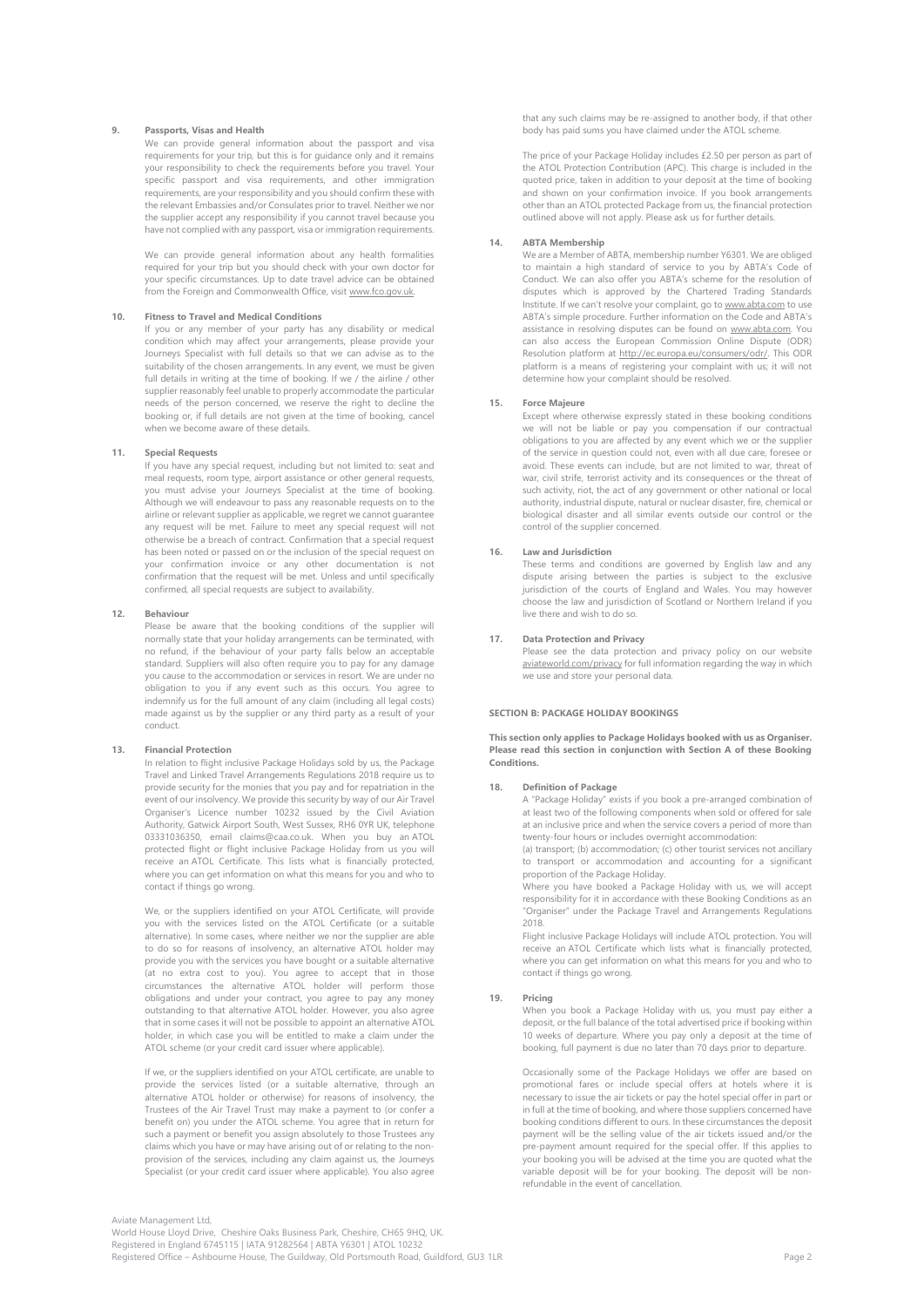### 9. Passports, Visas and Health

We can provide general information about the passport and visa requirements for your trip, but this is for guidance only and it remains your responsibility to check the requirements before you travel. Your specific passport and visa requirements, and other immigration requirements, are your responsibility and you should confirm these with the relevant Embassies and/or Consulates prior to travel. Neither we nor the supplier accept any responsibility if you cannot travel because you have not complied with any passport, visa or immigration requirements.

We can provide general information about any health formalities required for your trip but you should check with your own doctor for your specific circumstances. Up to date travel advice can be obtained from the Foreign and Commonwealth Office, visit www.fco.gov.uk.

### 10. Fitness to Travel and Medical Conditions

If you or any member of your party has any disability or medical condition which may affect your arrangements, please provide your Journeys Specialist with full details so that we can advise as to the suitability of the chosen arrangements. In any event, we must be given full details in writing at the time of booking. If we / the airline / other supplier reasonably feel unable to properly accommodate the particular needs of the person concerned, we reserve the right to decline the booking or, if full details are not given at the time of booking, cancel when we become aware of these details.

### 11. Special Requests

If you have any special request, including but not limited to: seat and meal requests, room type, airport assistance or other general requests, you must advise your Journeys Specialist at the time of booking. Although we will endeavour to pass any reasonable requests on to the airline or relevant supplier as applicable, we regret we cannot guarantee any request will be met. Failure to meet any special request will not otherwise be a breach of contract. Confirmation that a special request has been noted or passed on or the inclusion of the special request on your confirmation invoice or any other documentation is not confirmation that the request will be met. Unless and until specifically confirmed, all special requests are subject to availability.

### 12. Behaviour

Please be aware that the booking conditions of the supplier will normally state that your holiday arrangements can be terminated, with no refund, if the behaviour of your party falls below an acceptable standard. Suppliers will also often require you to pay for any damage you cause to the accommodation or services in resort. We are under no obligation to you if any event such as this occurs. You agree to indemnify us for the full amount of any claim (including all legal costs) made against us by the supplier or any third party as a result of your conduct.

### 13. Financial Protection

In relation to flight inclusive Package Holidays sold by us, the Package Travel and Linked Travel Arrangements Regulations 2018 require us to provide security for the monies that you pay and for repatriation in the event of our insolvency. We provide this security by way of our Air Travel Organiser's Licence number 10232 issued by the Civil Aviation Authority, Gatwick Airport South, West Sussex, RH6 0YR UK, telephone 03331036350, email claims@caa.co.uk. When you buy an ATOL protected flight or flight inclusive Package Holiday from us you will receive an ATOL Certificate. This lists what is financially protected, where you can get information on what this means for you and who to contact if things go wrong.

We, or the suppliers identified on your ATOL Certificate, will provide you with the services listed on the ATOL Certificate (or a suitable alternative). In some cases, where neither we nor the supplier are able to do so for reasons of insolvency, an alternative ATOL holder may provide you with the services you have bought or a suitable alternative (at no extra cost to you). You agree to accept that in those circumstances the alternative ATOL holder will perform those obligations and under your contract, you agree to pay any money outstanding to that alternative ATOL holder. However, you also agree that in some cases it will not be possible to appoint an alternative ATOL holder, in which case you will be entitled to make a claim under the ATOL scheme (or your credit card issuer where applicable).

If we, or the suppliers identified on your ATOL certificate, are unable to provide the services listed (or a suitable alternative, through an alternative ATOL holder or otherwise) for reasons of insolvency, the Trustees of the Air Travel Trust may make a payment to (or confer a benefit on) you under the ATOL scheme. You agree that in return for such a payment or benefit you assign absolutely to those Trustees any claims which you have or may have arising out of or relating to the non-provision of the services, including any claim against us, the Journeys Specialist (or your credit card issuer where applicable). You also agree that any such claims may be re-assigned to another body, if that other body has paid sums you have claimed under the ATOL scheme.

The price of your Package Holiday includes £2.50 per person as part of the ATOL Protection Contribution (APC). This charge is included in the quoted price, taken in addition to your deposit at the time of booking and shown on your confirmation invoice. If you book arrangements other than an ATOL protected Package from us, the financial protection outlined above will not apply. Please ask us for further details.

### 14. ABTA Membership

We are a Member of ABTA, membership number Y6301. We are obliged to maintain a high standard of service to you by ABTA's Code of Conduct. We can also offer you ABTA's scheme for the resolution of disputes which is approved by the Chartered Trading Standards Institute. If we can't resolve your complaint, go to www.abta.com to use ABTA's simple procedure. Further information on the Code and ABTA's assistance in resolving disputes can be found on www.abta.com. You can also access the European Commission Online Dispute (ODR) Resolution platform at http://ec.europa.eu/consumers/odr/. This ODR platform is a means of registering your complaint with us; it will not determine how your complaint should be resolved.

### 15. Force Majeure

Except where otherwise expressly stated in these booking conditions we will not be liable or pay you compensation if our contractual obligations to you are affected by any event which we or the supplier of the service in question could not, even with all due care, foresee or avoid. These events can include, but are not limited to war, threat of war, civil strife, terrorist activity and its consequences or the threat of such activity, riot, the act of any government or other national or local authority, industrial dispute, natural or nuclear disaster, fire, chemical or biological disaster and all similar events outside our control or the control of the supplier concerned.

### 16. Law and Jurisdiction

These terms and conditions are governed by English law and any dispute arising between the parties is subject to the exclusive jurisdiction of the courts of England and Wales. You may however choose the law and jurisdiction of Scotland or Northern Ireland if you live there and wish to do so.

### 17. Data Protection and Privacy

Please see the data protection and privacy policy on our website aviateworld.com/privacy for full information regarding the way in which we use and store your personal data.

## SECTION B: PACKAGE HOLIDAY BOOKINGS

**This section only applies to Package Holidays booked with us as Organiser. Please read this section in conjunction with Section A of these Booking Conditions.**

### 18. Definition of Package

A "Package Holiday" exists if you book a pre-arranged combination of at least two of the following components when sold or offered for sale at an inclusive price and when the service covers a period of more than twenty-four hours or includes overnight accommodation:

(a) transport; (b) accommodation; (c) other tourist services not ancillary to transport or accommodation and accounting for a significant proportion of the Package Holiday.

Where you have booked a Package Holiday with us, we will accept responsibility for it in accordance with these Booking Conditions as an "Organiser" under the Package Travel and Arrangements Regulations 2018.

Flight inclusive Package Holidays will include ATOL protection. You will receive an ATOL Certificate which lists what is financially protected, where you can get information on what this means for you and who to contact if things go wrong.

### 19. Pricing

When you book a Package Holiday with us, you must pay either a deposit, or the full balance of the total advertised price if booking within 10 weeks of departure. Where you pay only a deposit at the time of booking, full payment is due no later than 70 days prior to departure.

Occasionally some of the Package Holidays we offer are based on promotional fares or include special offers at hotels where it is necessary to issue the air tickets or pay the hotel special offer in part or in full at the time of booking, and where those suppliers concerned have booking conditions different to ours. In these circumstances the deposit payment will be the selling value of the air tickets issued and/or the pre-payment amount required for the special offer. If this applies to your booking you will be advised at the time you are quoted what the variable deposit will be for your booking. The deposit will be non-refundable in the event of cancellation.

Aviate Management Ltd,
World House Lloyd Drive, Cheshire Oaks Business Park, Cheshire, CH65 9HQ, UK.
Registered in England 6745115 | IATA 91282564 | ABTA Y6301 | ATOL 10232
Registered Office – Ashbourne House, The Guildway, Old Portsmouth Road, Guildford, GU3 1LR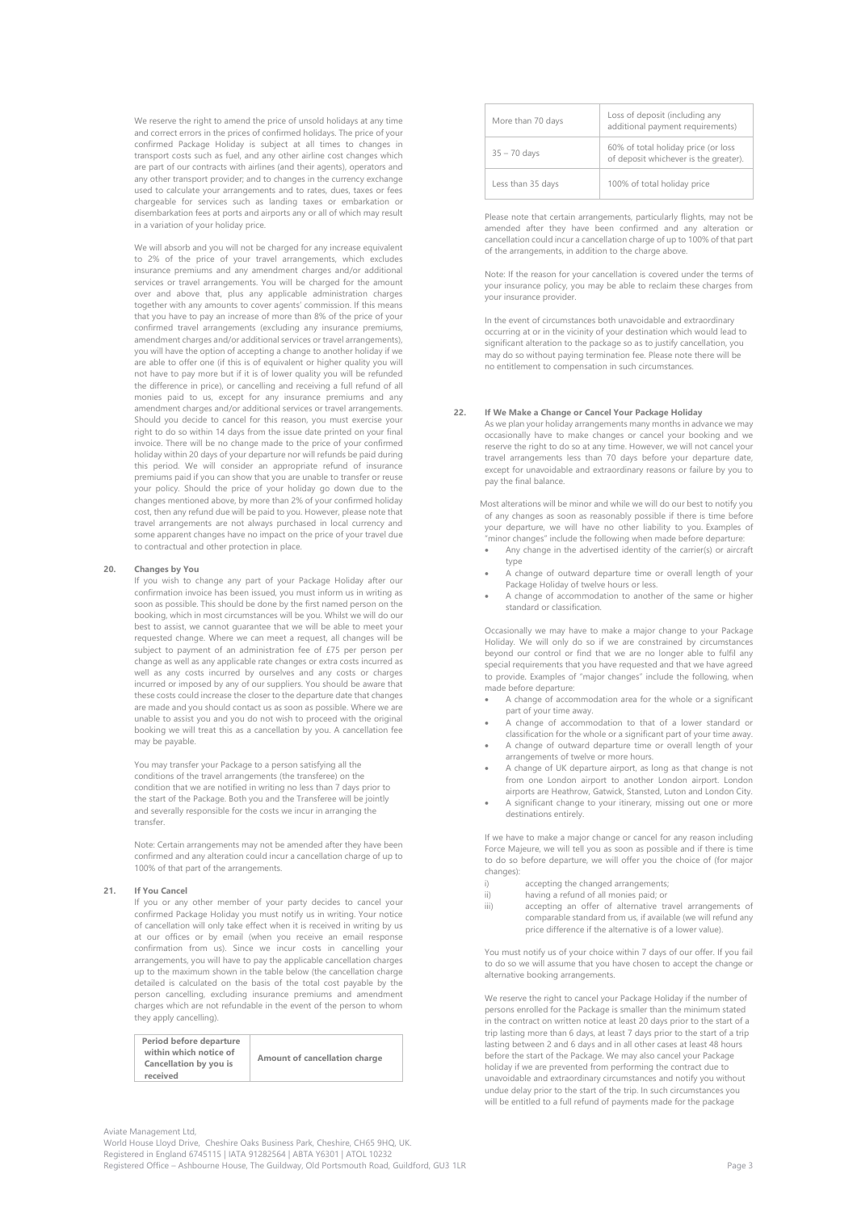We reserve the right to amend the price of unsold holidays at any time and correct errors in the prices of confirmed holidays. The price of your confirmed Package Holiday is subject at all times to changes in transport costs such as fuel, and any other airline cost changes which are part of our contracts with airlines (and their agents), operators and any other transport provider; and to changes in the currency exchange used to calculate your arrangements and to rates, dues, taxes or fees chargeable for services such as landing taxes or embarkation or disembarkation fees at ports and airports any or all of which may result in a variation of your holiday price.

We will absorb and you will not be charged for any increase equivalent to 2% of the price of your travel arrangements, which excludes insurance premiums and any amendment charges and/or additional services or travel arrangements. You will be charged for the amount over and above that, plus any applicable administration charges together with any amounts to cover agents' commission. If this means that you have to pay an increase of more than 8% of the price of your confirmed travel arrangements (excluding any insurance premiums, amendment charges and/or additional services or travel arrangements), you will have the option of accepting a change to another holiday if we are able to offer one (if this is of equivalent or higher quality you will not have to pay more but if it is of lower quality you will be refunded the difference in price), or cancelling and receiving a full refund of all monies paid to us, except for any insurance premiums and any amendment charges and/or additional services or travel arrangements. Should you decide to cancel for this reason, you must exercise your right to do so within 14 days from the issue date printed on your final invoice. There will be no change made to the price of your confirmed holiday within 20 days of your departure nor will refunds be paid during this period. We will consider an appropriate refund of insurance premiums paid if you can show that you are unable to transfer or reuse your policy. Should the price of your holiday go down due to the changes mentioned above, by more than 2% of your confirmed holiday cost, then any refund due will be paid to you. However, please note that travel arrangements are not always purchased in local currency and some apparent changes have no impact on the price of your travel due to contractual and other protection in place.

## 20. Changes by You

If you wish to change any part of your Package Holiday after our confirmation invoice has been issued, you must inform us in writing as soon as possible. This should be done by the first named person on the booking, which in most circumstances will be you. Whilst we will do our best to assist, we cannot guarantee that we will be able to meet your requested change. Where we can meet a request, all changes will be subject to payment of an administration fee of £75 per person per change as well as any applicable rate changes or extra costs incurred as well as any costs incurred by ourselves and any costs or charges incurred or imposed by any of our suppliers. You should be aware that these costs could increase the closer to the departure date that changes are made and you should contact us as soon as possible. Where we are unable to assist you and you do not wish to proceed with the original booking we will treat this as a cancellation by you. A cancellation fee may be payable.

You may transfer your Package to a person satisfying all the conditions of the travel arrangements (the transferee) on the condition that we are notified in writing no less than 7 days prior to the start of the Package. Both you and the Transferee will be jointly and severally responsible for the costs we incur in arranging the transfer.

Note: Certain arrangements may not be amended after they have been confirmed and any alteration could incur a cancellation charge of up to 100% of that part of the arrangements.

## 21. If You Cancel

If you or any other member of your party decides to cancel your confirmed Package Holiday you must notify us in writing. Your notice of cancellation will only take effect when it is received in writing by us at our offices or by email (when you receive an email response confirmation from us). Since we incur costs in cancelling your arrangements, you will have to pay the applicable cancellation charges up to the maximum shown in the table below (the cancellation charge detailed is calculated on the basis of the total cost payable by the person cancelling, excluding insurance premiums and amendment charges which are not refundable in the event of the person to whom they apply cancelling).

| **Period before departure within which notice of Cancellation by you is received** | **Amount of cancellation charge** |
| --- | --- |
| More than 70 days | Loss of deposit (including any additional payment requirements) |
| 35 – 70 days | 60% of total holiday price (or loss of deposit whichever is the greater). |
| Less than 35 days | 100% of total holiday price |

Please note that certain arrangements, particularly flights, may not be amended after they have been confirmed and any alteration or cancellation could incur a cancellation charge of up to 100% of that part of the arrangements, in addition to the charge above.

Note: If the reason for your cancellation is covered under the terms of your insurance policy, you may be able to reclaim these charges from your insurance provider.

In the event of circumstances both unavoidable and extraordinary occurring at or in the vicinity of your destination which would lead to significant alteration to the package so as to justify cancellation, you may do so without paying termination fee. Please note there will be no entitlement to compensation in such circumstances.

## 22. If We Make a Change or Cancel Your Package Holiday

As we plan your holiday arrangements many months in advance we may occasionally have to make changes or cancel your booking and we reserve the right to do so at any time. However, we will not cancel your travel arrangements less than 70 days before your departure date, except for unavoidable and extraordinary reasons or failure by you to pay the final balance.

Most alterations will be minor and while we will do our best to notify you of any changes as soon as reasonably possible if there is time before your departure, we will have no other liability to you. Examples of "minor changes" include the following when made before departure:

- Any change in the advertised identity of the carrier(s) or aircraft type
- A change of outward departure time or overall length of your Package Holiday of twelve hours or less.
- A change of accommodation to another of the same or higher standard or classification.

Occasionally we may have to make a major change to your Package Holiday. We will only do so if we are constrained by circumstances beyond our control or find that we are no longer able to fulfil any special requirements that you have requested and that we have agreed to provide. Examples of "major changes" include the following, when made before departure:

- A change of accommodation area for the whole or a significant part of your time away.
- A change of accommodation to that of a lower standard or classification for the whole or a significant part of your time away.
- A change of outward departure time or overall length of your arrangements of twelve or more hours.
- A change of UK departure airport, as long as that change is not from one London airport to another London airport. London airports are Heathrow, Gatwick, Stansted, Luton and London City.
- A significant change to your itinerary, missing out one or more destinations entirely.

If we have to make a major change or cancel for any reason including Force Majeure, we will tell you as soon as possible and if there is time to do so before departure, we will offer you the choice of (for major changes):

i) accepting the changed arrangements;
ii) having a refund of all monies paid; or
iii) accepting an offer of alternative travel arrangements of comparable standard from us, if available (we will refund any price difference if the alternative is of a lower value).

You must notify us of your choice within 7 days of our offer. If you fail to do so we will assume that you have chosen to accept the change or alternative booking arrangements.

We reserve the right to cancel your Package Holiday if the number of persons enrolled for the Package is smaller than the minimum stated in the contract on written notice at least 20 days prior to the start of a trip lasting more than 6 days, at least 7 days prior to the start of a trip lasting between 2 and 6 days and in all other cases at least 48 hours before the start of the Package. We may also cancel your Package holiday if we are prevented from performing the contract due to unavoidable and extraordinary circumstances and notify you without undue delay prior to the start of the trip. In such circumstances you will be entitled to a full refund of payments made for the package

Aviate Management Ltd,
World House Lloyd Drive, Cheshire Oaks Business Park, Cheshire, CH65 9HQ, UK.
Registered in England 6745115 | IATA 91282564 | ABTA Y6301 | ATOL 10232
Registered Office – Ashbourne House, The Guildway, Old Portsmouth Road, Guildford, GU3 1LR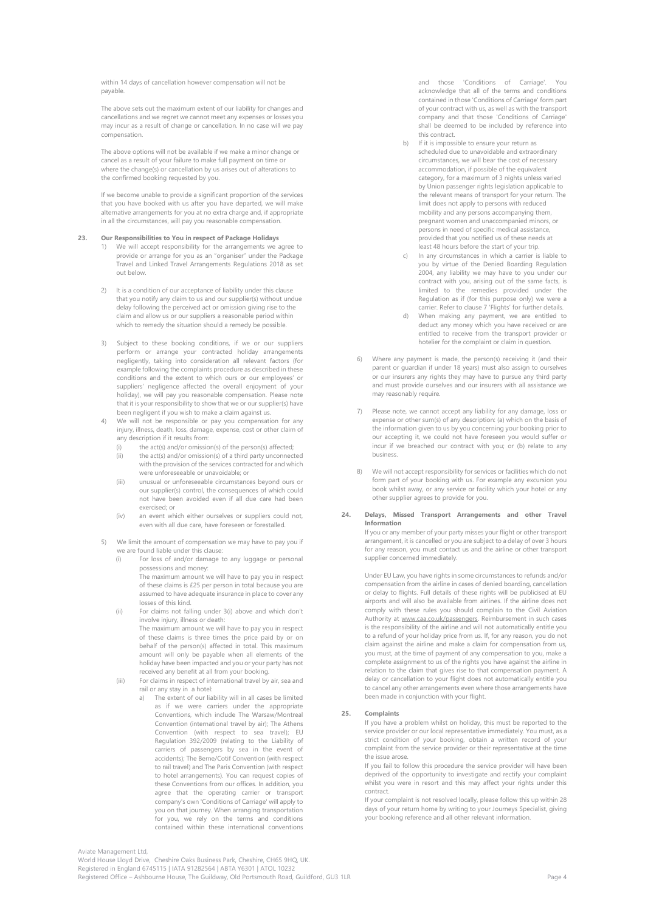within 14 days of cancellation however compensation will not be payable.

The above sets out the maximum extent of our liability for changes and cancellations and we regret we cannot meet any expenses or losses you may incur as a result of change or cancellation. In no case will we pay compensation.

The above options will not be available if we make a minor change or cancel as a result of your failure to make full payment on time or where the change(s) or cancellation by us arises out of alterations to the confirmed booking requested by you.

If we become unable to provide a significant proportion of the services that you have booked with us after you have departed, we will make alternative arrangements for you at no extra charge and, if appropriate in all the circumstances, will pay you reasonable compensation.

## 23. Our Responsibilities to You in respect of Package Holidays

1) We will accept responsibility for the arrangements we agree to provide or arrange for you as an "organiser" under the Package Travel and Linked Travel Arrangements Regulations 2018 as set out below.

2) It is a condition of our acceptance of liability under this clause that you notify any claim to us and our supplier(s) without undue delay following the perceived act or omission giving rise to the claim and allow us or our suppliers a reasonable period within which to remedy the situation should a remedy be possible.

3) Subject to these booking conditions, if we or our suppliers perform or arrange your contracted holiday arrangements negligently, taking into consideration all relevant factors (for example following the complaints procedure as described in these conditions and the extent to which ours or our employees' or suppliers' negligence affected the overall enjoyment of your holiday), we will pay you reasonable compensation. Please note that it is your responsibility to show that we or our supplier(s) have been negligent if you wish to make a claim against us.

4) We will not be responsible or pay you compensation for any injury, illness, death, loss, damage, expense, cost or other claim of any description if it results from:
   (i) the act(s) and/or omission(s) of the person(s) affected;
   (ii) the act(s) and/or omission(s) of a third party unconnected with the provision of the services contracted for and which were unforeseeable or unavoidable; or
   (iii) unusual or unforeseeable circumstances beyond ours or our supplier(s) control, the consequences of which could not have been avoided even if all due care had been exercised; or
   (iv) an event which either ourselves or suppliers could not, even with all due care, have foreseen or forestalled.

5) We limit the amount of compensation we may have to pay you if we are found liable under this clause:
   (i) For loss of and/or damage to any luggage or personal possessions and money:
   The maximum amount we will have to pay you in respect of these claims is £25 per person in total because you are assumed to have adequate insurance in place to cover any losses of this kind.
   (ii) For claims not falling under 3(i) above and which don't involve injury, illness or death:
   The maximum amount we will have to pay you in respect of these claims is three times the price paid by or on behalf of the person(s) affected in total. This maximum amount will only be payable when all elements of the holiday have been impacted and you or your party has not received any benefit at all from your booking.
   (iii) For claims in respect of international travel by air, sea and rail or any stay in a hotel:
   a) The extent of our liability will in all cases be limited as if we were carriers under the appropriate Conventions, which include The Warsaw/Montreal Convention (international travel by air); The Athens Convention (with respect to sea travel); EU Regulation 392/2009 (relating to the Liability of carriers of passengers by sea in the event of accidents); The Berne/Cotif Convention (with respect to rail travel) and The Paris Convention (with respect to hotel arrangements). You can request copies of these Conventions from our offices. In addition, you agree that the operating carrier or transport company's own 'Conditions of Carriage' will apply to you on that journey. When arranging transportation for you, we rely on the terms and conditions contained within these international conventions and those 'Conditions of Carriage'. You acknowledge that all of the terms and conditions contained in those 'Conditions of Carriage' form part of your contract with us, as well as with the transport company and that those 'Conditions of Carriage' shall be deemed to be included by reference into this contract.
   b) If it is impossible to ensure your return as scheduled due to unavoidable and extraordinary circumstances, we will bear the cost of necessary accommodation, if possible of the equivalent category, for a maximum of 3 nights unless varied by Union passenger rights legislation applicable to the relevant means of transport for your return. The limit does not apply to persons with reduced mobility and any persons accompanying them, pregnant women and unaccompanied minors, or persons in need of specific medical assistance, provided that you notified us of these needs at least 48 hours before the start of your trip.
   c) In any circumstances in which a carrier is liable to you by virtue of the Denied Boarding Regulation 2004, any liability we may have to you under our contract with you, arising out of the same facts, is limited to the remedies provided under the Regulation as if (for this purpose only) we were a carrier. Refer to clause 7 'Flights' for further details.
   d) When making any payment, we are entitled to deduct any money which you have received or are entitled to receive from the transport provider or hotelier for the complaint or claim in question.

6) Where any payment is made, the person(s) receiving it (and their parent or guardian if under 18 years) must also assign to ourselves or our insurers any rights they may have to pursue any third party and must provide ourselves and our insurers with all assistance we may reasonably require.

7) Please note, we cannot accept any liability for any damage, loss or expense or other sum(s) of any description: (a) which on the basis of the information given to us by you concerning your booking prior to our accepting it, we could not have foreseen you would suffer or incur if we breached our contract with you; or (b) relate to any business.

8) We will not accept responsibility for services or facilities which do not form part of your booking with us. For example any excursion you book whilst away, or any service or facility which your hotel or any other supplier agrees to provide for you.

## 24. Delays, Missed Transport Arrangements and other Travel Information

If you or any member of your party misses your flight or other transport arrangement, it is cancelled or you are subject to a delay of over 3 hours for any reason, you must contact us and the airline or other transport supplier concerned immediately.

Under EU Law, you have rights in some circumstances to refunds and/or compensation from the airline in cases of denied boarding, cancellation or delay to flights. Full details of these rights will be publicised at EU airports and will also be available from airlines. If the airline does not comply with these rules you should complain to the Civil Aviation Authority at www.caa.co.uk/passengers. Reimbursement in such cases is the responsibility of the airline and will not automatically entitle you to a refund of your holiday price from us. If, for any reason, you do not claim against the airline and make a claim for compensation from us, you must, at the time of payment of any compensation to you, make a complete assignment to us of the rights you have against the airline in relation to the claim that gives rise to that compensation payment. A delay or cancellation to your flight does not automatically entitle you to cancel any other arrangements even where those arrangements have been made in conjunction with your flight.

## 25. Complaints

If you have a problem whilst on holiday, this must be reported to the service provider or our local representative immediately. You must, as a strict condition of your booking, obtain a written record of your complaint from the service provider or their representative at the time the issue arose.

If you fail to follow this procedure the service provider will have been deprived of the opportunity to investigate and rectify your complaint whilst you were in resort and this may affect your rights under this contract.

If your complaint is not resolved locally, please follow this up within 28 days of your return home by writing to your Journeys Specialist, giving your booking reference and all other relevant information.

Aviate Management Ltd,
World House Lloyd Drive, Cheshire Oaks Business Park, Cheshire, CH65 9HQ, UK.
Registered in England 6745115 | IATA 91282564 | ABTA Y6301 | ATOL 10232
Registered Office – Ashbourne House, The Guildway, Old Portsmouth Road, Guildford, GU3 1LR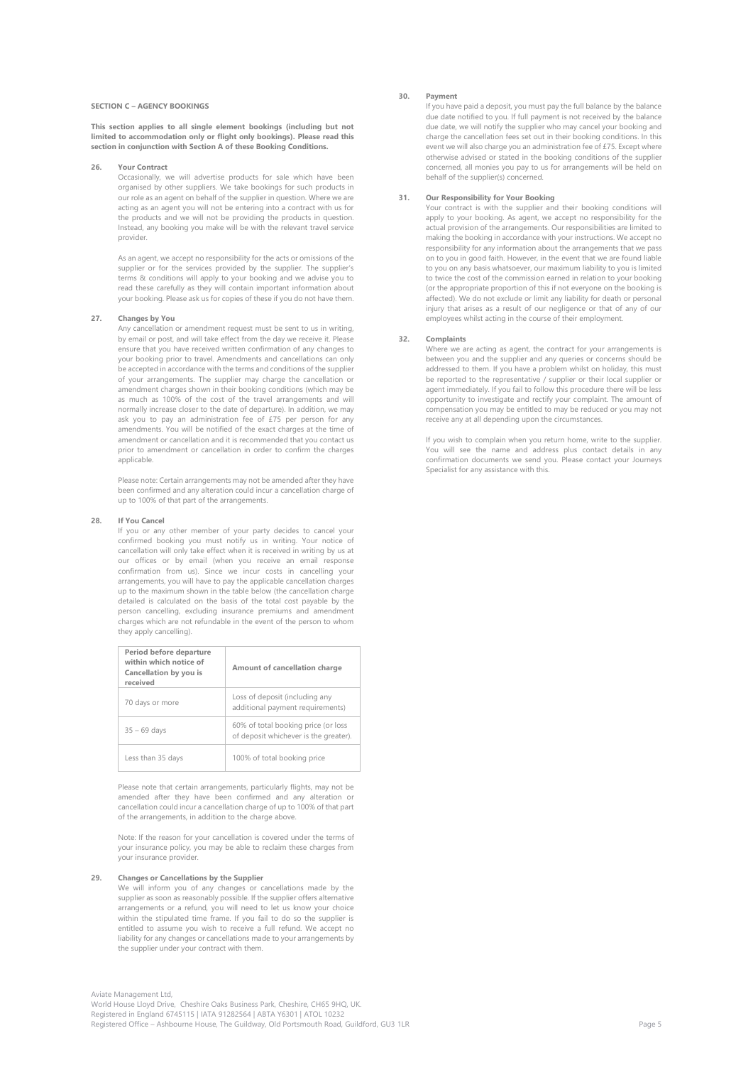## SECTION C – AGENCY BOOKINGS

**This section applies to all single element bookings (including but not limited to accommodation only or flight only bookings). Please read this section in conjunction with Section A of these Booking Conditions.**

### 26. Your Contract

Occasionally, we will advertise products for sale which have been organised by other suppliers. We take bookings for such products in our role as an agent on behalf of the supplier in question. Where we are acting as an agent you will not be entering into a contract with us for the products and we will not be providing the products in question. Instead, any booking you make will be with the relevant travel service provider.

As an agent, we accept no responsibility for the acts or omissions of the supplier or for the services provided by the supplier. The supplier's terms & conditions will apply to your booking and we advise you to read these carefully as they will contain important information about your booking. Please ask us for copies of these if you do not have them.

### 27. Changes by You

Any cancellation or amendment request must be sent to us in writing, by email or post, and will take effect from the day we receive it. Please ensure that you have received written confirmation of any changes to your booking prior to travel. Amendments and cancellations can only be accepted in accordance with the terms and conditions of the supplier of your arrangements. The supplier may charge the cancellation or amendment charges shown in their booking conditions (which may be as much as 100% of the cost of the travel arrangements and will normally increase closer to the date of departure). In addition, we may ask you to pay an administration fee of £75 per person for any amendments. You will be notified of the exact charges at the time of amendment or cancellation and it is recommended that you contact us prior to amendment or cancellation in order to confirm the charges applicable.

Please note: Certain arrangements may not be amended after they have been confirmed and any alteration could incur a cancellation charge of up to 100% of that part of the arrangements.

### 28. If You Cancel

If you or any other member of your party decides to cancel your confirmed booking you must notify us in writing. Your notice of cancellation will only take effect when it is received in writing by us at our offices or by email (when you receive an email response confirmation from us). Since we incur costs in cancelling your arrangements, you will have to pay the applicable cancellation charges up to the maximum shown in the table below (the cancellation charge detailed is calculated on the basis of the total cost payable by the person cancelling, excluding insurance premiums and amendment charges which are not refundable in the event of the person to whom they apply cancelling).

| Period before departure within which notice of Cancellation by you is received | Amount of cancellation charge |
|---|---|
| 70 days or more | Loss of deposit (including any additional payment requirements) |
| 35 – 69 days | 60% of total booking price (or loss of deposit whichever is the greater). |
| Less than 35 days | 100% of total booking price |

Please note that certain arrangements, particularly flights, may not be amended after they have been confirmed and any alteration or cancellation could incur a cancellation charge of up to 100% of that part of the arrangements, in addition to the charge above.

Note: If the reason for your cancellation is covered under the terms of your insurance policy, you may be able to reclaim these charges from your insurance provider.

### 29. Changes or Cancellations by the Supplier

We will inform you of any changes or cancellations made by the supplier as soon as reasonably possible. If the supplier offers alternative arrangements or a refund, you will need to let us know your choice within the stipulated time frame. If you fail to do so the supplier is entitled to assume you wish to receive a full refund. We accept no liability for any changes or cancellations made to your arrangements by the supplier under your contract with them.

### 30. Payment

If you have paid a deposit, you must pay the full balance by the balance due date notified to you. If full payment is not received by the balance due date, we will notify the supplier who may cancel your booking and charge the cancellation fees set out in their booking conditions. In this event we will also charge you an administration fee of £75. Except where otherwise advised or stated in the booking conditions of the supplier concerned, all monies you pay to us for arrangements will be held on behalf of the supplier(s) concerned.

### 31. Our Responsibility for Your Booking

Your contract is with the supplier and their booking conditions will apply to your booking. As agent, we accept no responsibility for the actual provision of the arrangements. Our responsibilities are limited to making the booking in accordance with your instructions. We accept no responsibility for any information about the arrangements that we pass on to you in good faith. However, in the event that we are found liable to you on any basis whatsoever, our maximum liability to you is limited to twice the cost of the commission earned in relation to your booking (or the appropriate proportion of this if not everyone on the booking is affected). We do not exclude or limit any liability for death or personal injury that arises as a result of our negligence or that of any of our employees whilst acting in the course of their employment.

### 32. Complaints

Where we are acting as agent, the contract for your arrangements is between you and the supplier and any queries or concerns should be addressed to them. If you have a problem whilst on holiday, this must be reported to the representative / supplier or their local supplier or agent immediately. If you fail to follow this procedure there will be less opportunity to investigate and rectify your complaint. The amount of compensation you may be entitled to may be reduced or you may not receive any at all depending upon the circumstances.

If you wish to complain when you return home, write to the supplier. You will see the name and address plus contact details in any confirmation documents we send you. Please contact your Journeys Specialist for any assistance with this.

Aviate Management Ltd,
World House Lloyd Drive, Cheshire Oaks Business Park, Cheshire, CH65 9HQ, UK.
Registered in England 6745115 | IATA 91282564 | ABTA Y6301 | ATOL 10232
Registered Office – Ashbourne House, The Guildway, Old Portsmouth Road, Guildford, GU3 1LR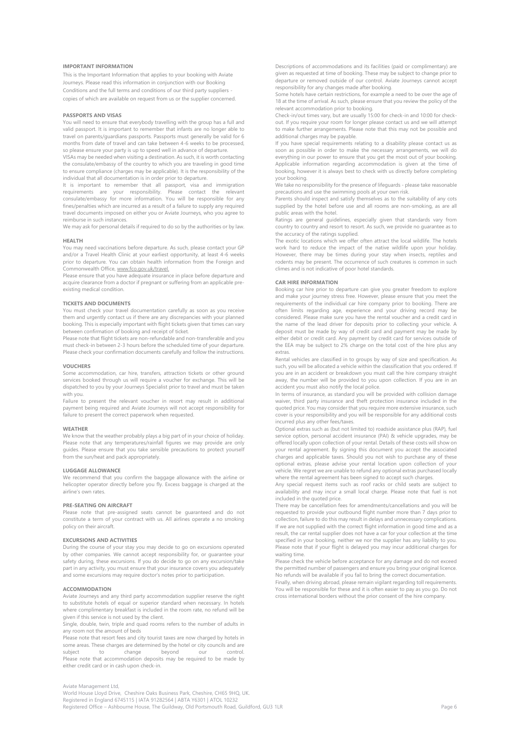## IMPORTANT INFORMATION

This is the Important Information that applies to your booking with Aviate Journeys. Please read this information in conjunction with our Booking Conditions and the full terms and conditions of our third party suppliers - copies of which are available on request from us or the supplier concerned.

### PASSPORTS AND VISAS

You will need to ensure that everybody travelling with the group has a full and valid passport. It is important to remember that infants are no longer able to travel on parents/guardians passports. Passports must generally be valid for 6 months from date of travel and can take between 4-6 weeks to be processed, so please ensure your party is up to speed well in advance of departure.

VISAs may be needed when visiting a destination. As such, it is worth contacting the consulate/embassy of the country to which you are traveling in good time to ensure compliance (charges may be applicable). It is the responsibility of the individual that all documentation is in order prior to departure.

It is important to remember that all passport, visa and immigration requirements are your responsibility. Please contact the relevant consulate/embassy for more information. You will be responsible for any fines/penalties which are incurred as a result of a failure to supply any required travel documents imposed on either you or Aviate Journeys, who you agree to reimburse in such instances.

We may ask for personal details if required to do so by the authorities or by law.

### HEALTH

You may need vaccinations before departure. As such, please contact your GP and/or a Travel Health Clinic at your earliest opportunity, at least 4-6 weeks prior to departure. You can obtain health information from the Foreign and Commonwealth Office, www.fco.gov.uk/travel.

Please ensure that you have adequate insurance in place before departure and acquire clearance from a doctor if pregnant or suffering from an applicable pre-existing medical condition.

### TICKETS AND DOCUMENTS

You must check your travel documentation carefully as soon as you receive them and urgently contact us if there are any discrepancies with your planned booking. This is especially important with flight tickets given that times can vary between confirmation of booking and receipt of ticket.

Please note that flight tickets are non-refundable and non-transferable and you must check-in between 2-3 hours before the scheduled time of your departure. Please check your confirmation documents carefully and follow the instructions.

### VOUCHERS

Some accommodation, car hire, transfers, attraction tickets or other ground services booked through us will require a voucher for exchange. This will be dispatched to you by your Journeys Specialist prior to travel and must be taken with you.

Failure to present the relevant voucher in resort may result in additional payment being required and Aviate Journeys will not accept responsibility for failure to present the correct paperwork when requested.

### WEATHER

We know that the weather probably plays a big part of in your choice of holiday. Please note that any temperatures/rainfall figures we may provide are only guides. Please ensure that you take sensible precautions to protect yourself from the sun/heat and pack appropriately.

### LUGGAGE ALLOWANCE

We recommend that you confirm the baggage allowance with the airline or helicopter operator directly before you fly. Excess baggage is charged at the airline's own rates.

### PRE-SEATING ON AIRCRAFT

Please note that pre-assigned seats cannot be guaranteed and do not constitute a term of your contract with us. All airlines operate a no smoking policy on their aircraft.

### EXCURSIONS AND ACTIVITIES

During the course of your stay you may decide to go on excursions operated by other companies. We cannot accept responsibility for, or guarantee your safety during, these excursions. If you do decide to go on any excursion/take part in any activity, you must ensure that your insurance covers you adequately and some excursions may require doctor's notes prior to participation.

### ACCOMMODATION

Aviate Journeys and any third party accommodation supplier reserve the right to substitute hotels of equal or superior standard when necessary. In hotels where complimentary breakfast is included in the room rate, no refund will be given if this service is not used by the client.

Single, double, twin, triple and quad rooms refers to the number of adults in any room not the amount of beds

Please note that resort fees and city tourist taxes are now charged by hotels in some areas. These charges are determined by the hotel or city councils and are subject to change beyond our control.

Please note that accommodation deposits may be required to be made by either credit card or in cash upon check-in.

Descriptions of accommodations and its facilities (paid or complimentary) are given as requested at time of booking. These may be subject to change prior to departure or removed outside of our control. Aviate Journeys cannot accept responsibility for any changes made after booking.

Some hotels have certain restrictions, for example a need to be over the age of 18 at the time of arrival. As such, please ensure that you review the policy of the relevant accommodation prior to booking.

Check-in/out times vary, but are usually 15:00 for check-in and 10:00 for check-out. If you require your room for longer please contact us and we will attempt to make further arrangements. Please note that this may not be possible and additional charges may be payable.

If you have special requirements relating to a disability please contact us as soon as possible in order to make the necessary arrangements, we will do everything in our power to ensure that you get the most out of your booking. Applicable information regarding accommodation is given at the time of booking, however it is always best to check with us directly before completing your booking.

We take no responsibility for the presence of lifeguards - please take reasonable precautions and use the swimming pools at your own risk.

Parents should inspect and satisfy themselves as to the suitability of any cots supplied by the hotel before use and all rooms are non-smoking, as are all public areas with the hotel.

Ratings are general guidelines, especially given that standards vary from country to country and resort to resort. As such, we provide no guarantee as to the accuracy of the ratings supplied.

The exotic locations which we offer often attract the local wildlife. The hotels work hard to reduce the impact of the native wildlife upon your holiday. However, there may be times during your stay when insects, reptiles and rodents may be present. The occurrence of such creatures is common in such climes and is not indicative of poor hotel standards.

### CAR HIRE INFORMATION

Booking car hire prior to departure can give you greater freedom to explore and make your journey stress free. However, please ensure that you meet the requirements of the individual car hire company prior to booking. There are often limits regarding age, experience and your driving record may be considered. Please make sure you have the rental voucher and a credit card in the name of the lead driver for deposits prior to collecting your vehicle. A deposit must be made by way of credit card and payment may be made by either debit or credit card. Any payment by credit card for services outside of the EEA may be subject to 2% charge on the total cost of the hire plus any extras.

Rental vehicles are classified in to groups by way of size and specification. As such, you will be allocated a vehicle within the classification that you ordered. If you are in an accident or breakdown you must call the hire company straight away, the number will be provided to you upon collection. If you are in an accident you must also notify the local police.

In terms of insurance, as standard you will be provided with collision damage waiver, third party insurance and theft protection insurance included in the quoted price. You may consider that you require more extensive insurance, such cover is your responsibility and you will be responsible for any additional costs incurred plus any other fees/taxes.

Optional extras such as (but not limited to) roadside assistance plus (RAP), fuel service option, personal accident insurance (PAI) & vehicle upgrades, may be offered locally upon collection of your rental. Details of these costs will show on your rental agreement. By signing this document you accept the associated charges and applicable taxes. Should you not wish to purchase any of these optional extras, please advise your rental location upon collection of your vehicle. We regret we are unable to refund any optional extras purchased locally where the rental agreement has been signed to accept such charges.

Any special request items such as roof racks or child seats are subject to availability and may incur a small local charge. Please note that fuel is not included in the quoted price.

There may be cancellation fees for amendments/cancellations and you will be requested to provide your outbound flight number more than 7 days prior to collection, failure to do this may result in delays and unnecessary complications. If we are not supplied with the correct flight information in good time and as a result, the car rental supplier does not have a car for your collection at the time specified in your booking, neither we nor the supplier has any liability to you. Please note that if your flight is delayed you may incur additional charges for waiting time.

Please check the vehicle before acceptance for any damage and do not exceed the permitted number of passengers and ensure you bring your original licence. No refunds will be available if you fail to bring the correct documentation.

Finally, when driving abroad, please remain vigilant regarding toll requirements. You will be responsible for these and it is often easier to pay as you go. Do not cross international borders without the prior consent of the hire company.

Aviate Management Ltd,
World House Lloyd Drive, Cheshire Oaks Business Park, Cheshire, CH65 9HQ, UK.
Registered in England 6745115 | IATA 91282564 | ABTA Y6301 | ATOL 10232
Registered Office – Ashbourne House, The Guildway, Old Portsmouth Road, Guildford, GU3 1LR